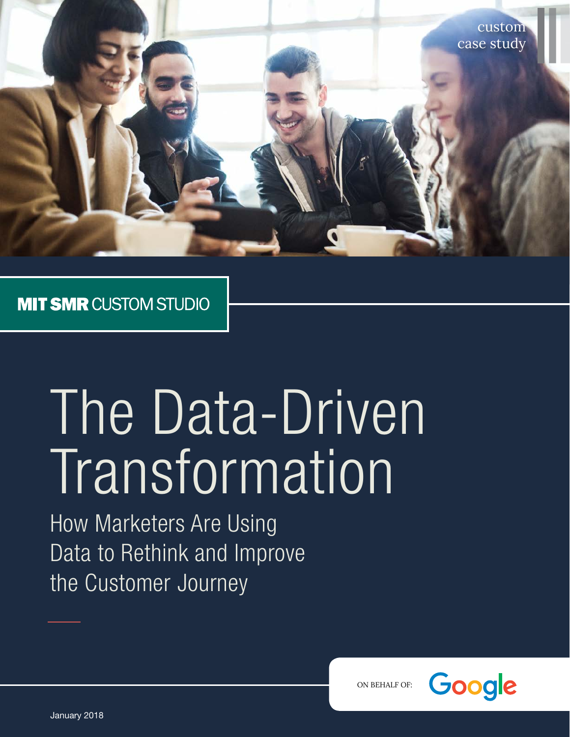custom case study

MIT SMR CUSTOM STUDIO

# The Data-Driven Transformation

## How Marketers Are Using Data to Rethink and Improve the Customer Journey

ON BEHALF OF: Google

January 2018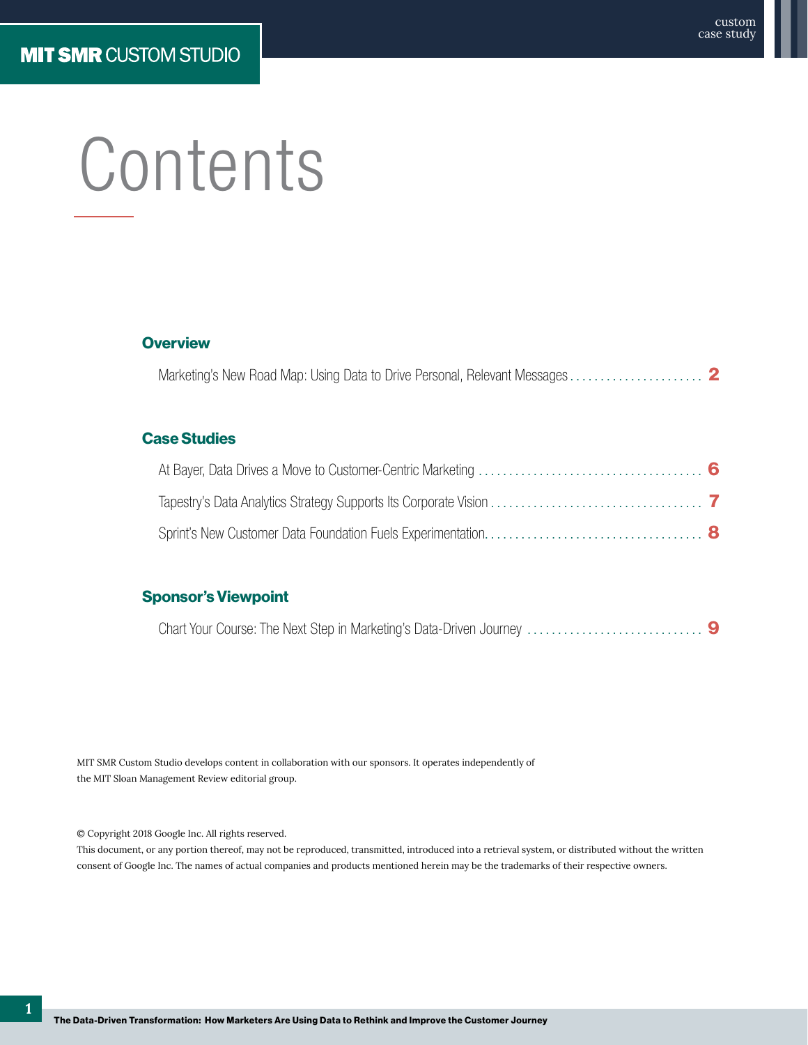# Contents

## Overview

Marketing's New Road Map: Using Data to Drive Personal, Relevant Messages ...................... 2

## Case Studies

At Bayer, Data Drives a Move to Customer-Centric Marketing ...................................... 6

Tapestry's Data Analytics Strategy Supports Its Corporate Vision ................................... 7

Sprint's New Customer Data Foundation Fuels Experimentation.................................... 8

## Sponsor's Viewpoint

Chart Your Course: The Next Step in Marketing's Data-Driven Journey ............................. 9

MIT SMR Custom Studio develops content in collaboration with our sponsors. It operates independently of the MIT Sloan Management Review editorial group.

© Copyright 2018 Google Inc. All rights reserved.
This document, or any portion thereof, may not be reproduced, transmitted, introduced into a retrieval system, or distributed without the written consent of Google Inc. The names of actual companies and products mentioned herein may be the trademarks of their respective owners.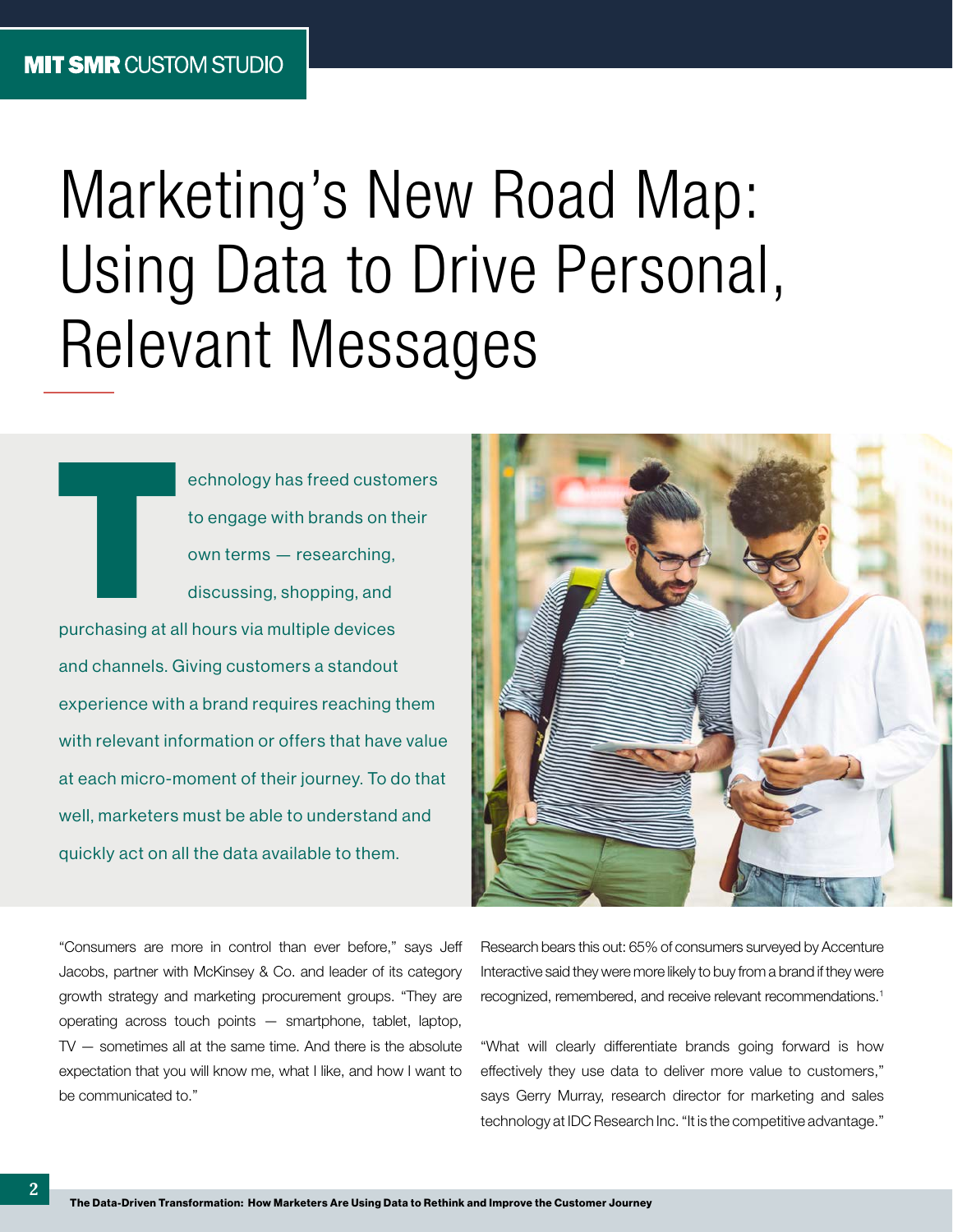# Marketing's New Road Map: Using Data to Drive Personal, Relevant Messages

Technology has freed customers to engage with brands on their own terms — researching, discussing, shopping, and purchasing at all hours via multiple devices and channels. Giving customers a standout experience with a brand requires reaching them with relevant information or offers that have value at each micro-moment of their journey. To do that well, marketers must be able to understand and quickly act on all the data available to them.

"Consumers are more in control than ever before," says Jeff Jacobs, partner with McKinsey & Co. and leader of its category growth strategy and marketing procurement groups. "They are operating across touch points — smartphone, tablet, laptop, TV — sometimes all at the same time. And there is the absolute expectation that you will know me, what I like, and how I want to be communicated to."

Research bears this out: 65% of consumers surveyed by Accenture Interactive said they were more likely to buy from a brand if they were recognized, remembered, and receive relevant recommendations.[1]

"What will clearly differentiate brands going forward is how effectively they use data to deliver more value to customers," says Gerry Murray, research director for marketing and sales technology at IDC Research Inc. "It is the competitive advantage."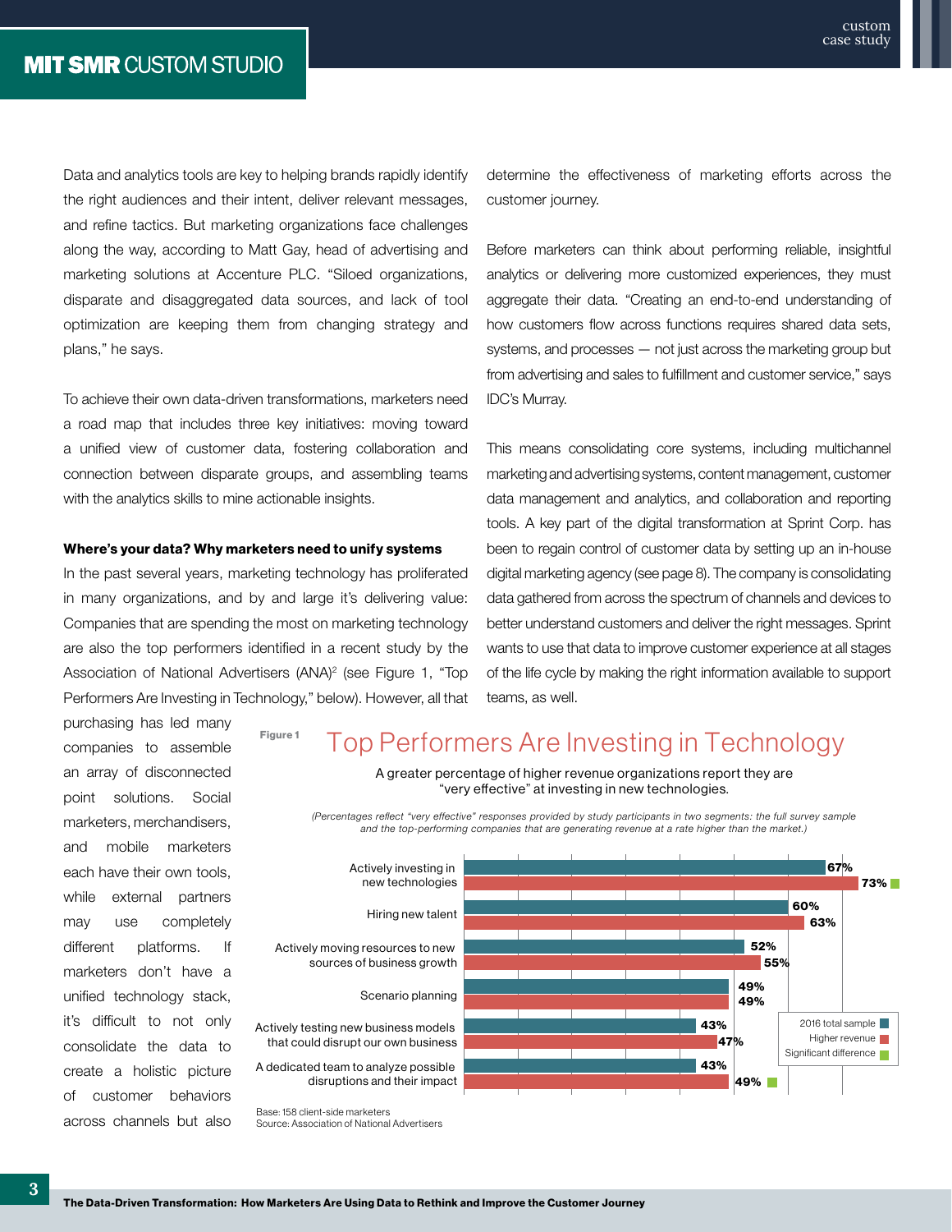Data and analytics tools are key to helping brands rapidly identify the right audiences and their intent, deliver relevant messages, and refine tactics. But marketing organizations face challenges along the way, according to Matt Gay, head of advertising and marketing solutions at Accenture PLC. "Siloed organizations, disparate and disaggregated data sources, and lack of tool optimization are keeping them from changing strategy and plans," he says.

To achieve their own data-driven transformations, marketers need a road map that includes three key initiatives: moving toward a unified view of customer data, fostering collaboration and connection between disparate groups, and assembling teams with the analytics skills to mine actionable insights.

**Where's your data? Why marketers need to unify systems**

In the past several years, marketing technology has proliferated in many organizations, and by and large it's delivering value: Companies that are spending the most on marketing technology are also the top performers identified in a recent study by the Association of National Advertisers (ANA)[2] (see Figure 1, "Top Performers Are Investing in Technology," below). However, all that purchasing has led many companies to assemble an array of disconnected point solutions. Social marketers, merchandisers, and mobile marketers each have their own tools, while external partners may use completely different platforms. If marketers don't have a unified technology stack, it's difficult to not only consolidate the data to create a holistic picture of customer behaviors across channels but also determine the effectiveness of marketing efforts across the customer journey.

Before marketers can think about performing reliable, insightful analytics or delivering more customized experiences, they must aggregate their data. "Creating an end-to-end understanding of how customers flow across functions requires shared data sets, systems, and processes — not just across the marketing group but from advertising and sales to fulfillment and customer service," says IDC's Murray.

This means consolidating core systems, including multichannel marketing and advertising systems, content management, customer data management and analytics, and collaboration and reporting tools. A key part of the digital transformation at Sprint Corp. has been to regain control of customer data by setting up an in-house digital marketing agency (see page 8). The company is consolidating data gathered from across the spectrum of channels and devices to better understand customers and deliver the right messages. Sprint wants to use that data to improve customer experience at all stages of the life cycle by making the right information available to support teams, as well.

Figure 1

## Top Performers Are Investing in Technology

A greater percentage of higher revenue organizations report they are "very effective" at investing in new technologies.

*(Percentages reflect "very effective" responses provided by study participants in two segments: the full survey sample and the top-performing companies that are generating revenue at a rate higher than the market.)*

| | 2016 total sample | Higher revenue |
|---|---|---|
| Actively investing in new technologies | 67% | 73% (significant difference) |
| Hiring new talent | 60% | 63% |
| Actively moving resources to new sources of business growth | 52% | 55% |
| Scenario planning | 49% | 49% |
| Actively testing new business models that could disrupt our own business | 43% | 47% |
| A dedicated team to analyze possible disruptions and their impact | 43% | 49% (significant difference) |

Base: 158 client-side marketers
Source: Association of National Advertisers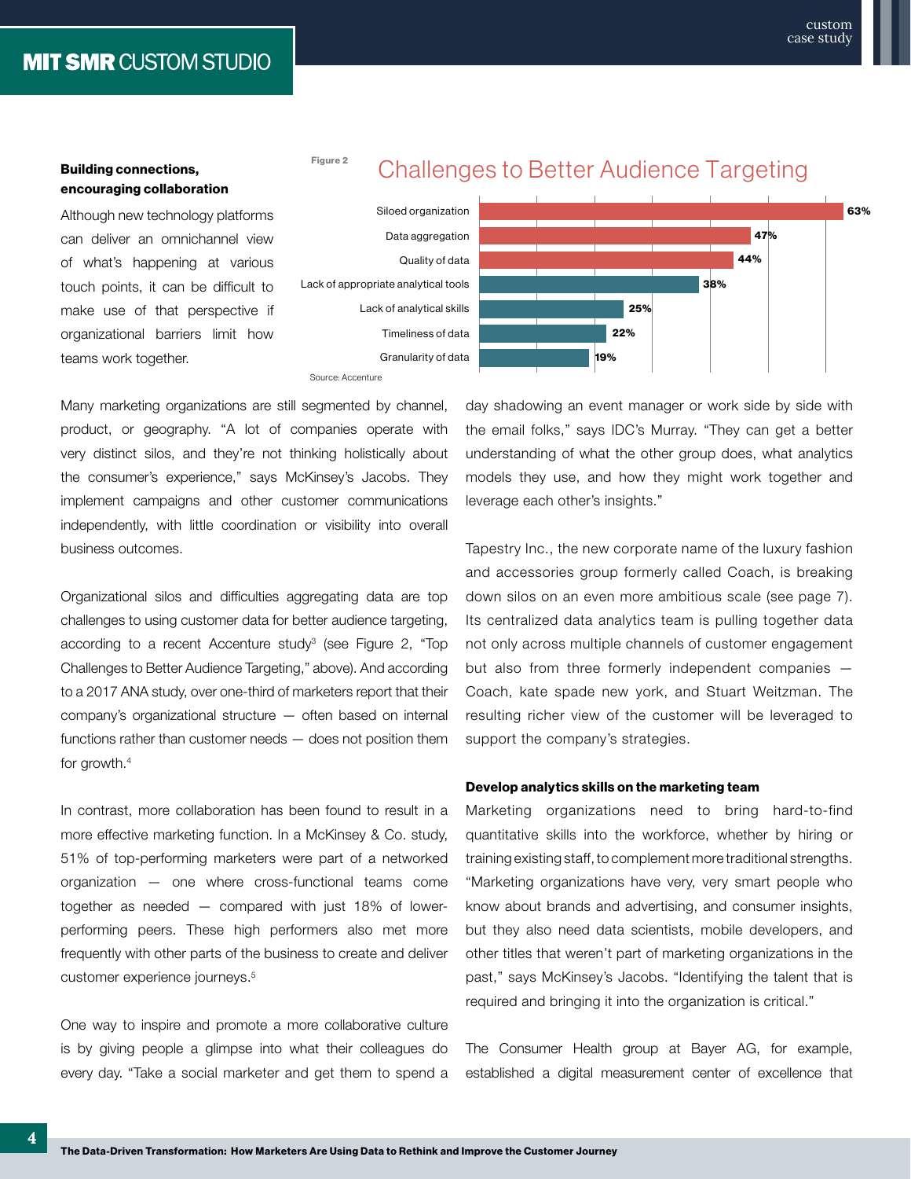### Building connections, encouraging collaboration

Although new technology platforms can deliver an omnichannel view of what's happening at various touch points, it can be difficult to make use of that perspective if organizational barriers limit how teams work together.

Figure 2

## Challenges to Better Audience Targeting

| Challenge | Percentage |
|---|---|
| Siloed organization | 63% |
| Data aggregation | 47% |
| Quality of data | 44% |
| Lack of appropriate analytical tools | 38% |
| Lack of analytical skills | 25% |
| Timeliness of data | 22% |
| Granularity of data | 19% |

Source: Accenture

Many marketing organizations are still segmented by channel, product, or geography. "A lot of companies operate with very distinct silos, and they're not thinking holistically about the consumer's experience," says McKinsey's Jacobs. They implement campaigns and other customer communications independently, with little coordination or visibility into overall business outcomes.

Organizational silos and difficulties aggregating data are top challenges to using customer data for better audience targeting, according to a recent Accenture study[3] (see Figure 2, "Top Challenges to Better Audience Targeting," above). And according to a 2017 ANA study, over one-third of marketers report that their company's organizational structure — often based on internal functions rather than customer needs — does not position them for growth.[4]

In contrast, more collaboration has been found to result in a more effective marketing function. In a McKinsey & Co. study, 51% of top-performing marketers were part of a networked organization — one where cross-functional teams come together as needed — compared with just 18% of lower-performing peers. These high performers also met more frequently with other parts of the business to create and deliver customer experience journeys.[5]

One way to inspire and promote a more collaborative culture is by giving people a glimpse into what their colleagues do every day. "Take a social marketer and get them to spend a day shadowing an event manager or work side by side with the email folks," says IDC's Murray. "They can get a better understanding of what the other group does, what analytics models they use, and how they might work together and leverage each other's insights."

Tapestry Inc., the new corporate name of the luxury fashion and accessories group formerly called Coach, is breaking down silos on an even more ambitious scale (see page 7). Its centralized data analytics team is pulling together data not only across multiple channels of customer engagement but also from three formerly independent companies — Coach, kate spade new york, and Stuart Weitzman. The resulting richer view of the customer will be leveraged to support the company's strategies.

### Develop analytics skills on the marketing team

Marketing organizations need to bring hard-to-find quantitative skills into the workforce, whether by hiring or training existing staff, to complement more traditional strengths. "Marketing organizations have very, very smart people who know about brands and advertising, and consumer insights, but they also need data scientists, mobile developers, and other titles that weren't part of marketing organizations in the past," says McKinsey's Jacobs. "Identifying the talent that is required and bringing it into the organization is critical."

The Consumer Health group at Bayer AG, for example, established a digital measurement center of excellence that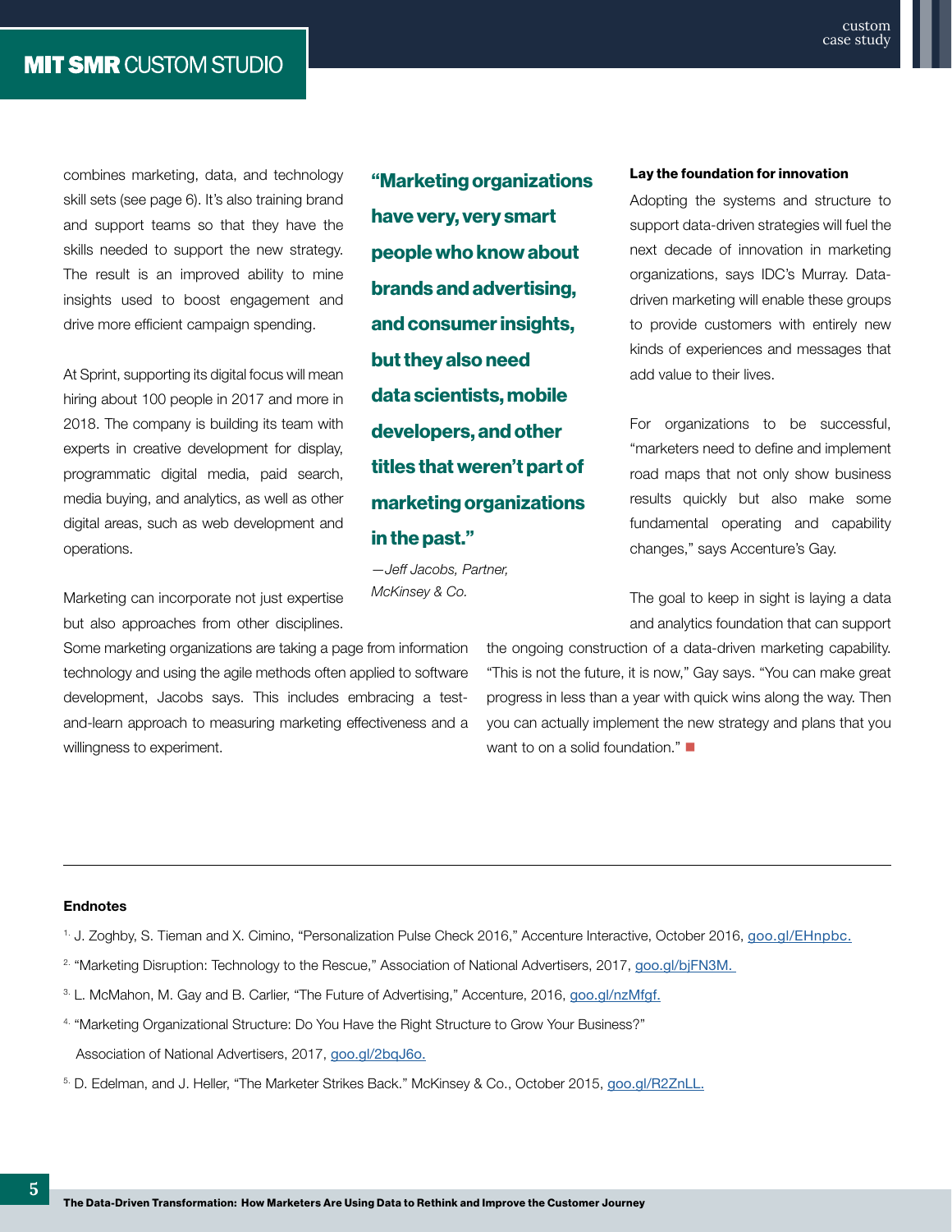combines marketing, data, and technology skill sets (see page 6). It's also training brand and support teams so that they have the skills needed to support the new strategy. The result is an improved ability to mine insights used to boost engagement and drive more efficient campaign spending.

At Sprint, supporting its digital focus will mean hiring about 100 people in 2017 and more in 2018. The company is building its team with experts in creative development for display, programmatic digital media, paid search, media buying, and analytics, as well as other digital areas, such as web development and operations.

Marketing can incorporate not just expertise but also approaches from other disciplines. Some marketing organizations are taking a page from information technology and using the agile methods often applied to software development, Jacobs says. This includes embracing a test-and-learn approach to measuring marketing effectiveness and a willingness to experiment.

> **"Marketing organizations have very, very smart people who know about brands and advertising, and consumer insights, but they also need data scientists, mobile developers, and other titles that weren't part of marketing organizations in the past."**
>
> *—Jeff Jacobs, Partner, McKinsey & Co.*

### Lay the foundation for innovation

Adopting the systems and structure to support data-driven strategies will fuel the next decade of innovation in marketing organizations, says IDC's Murray. Data-driven marketing will enable these groups to provide customers with entirely new kinds of experiences and messages that add value to their lives.

For organizations to be successful, "marketers need to define and implement road maps that not only show business results quickly but also make some fundamental operating and capability changes," says Accenture's Gay.

The goal to keep in sight is laying a data and analytics foundation that can support the ongoing construction of a data-driven marketing capability. "This is not the future, it is now," Gay says. "You can make great progress in less than a year with quick wins along the way. Then you can actually implement the new strategy and plans that you want to on a solid foundation." ■

---

**Endnotes**

1. J. Zoghby, S. Tieman and X. Cimino, "Personalization Pulse Check 2016," Accenture Interactive, October 2016, goo.gl/EHnpbc.
2. "Marketing Disruption: Technology to the Rescue," Association of National Advertisers, 2017, goo.gl/bjFN3M.
3. L. McMahon, M. Gay and B. Carlier, "The Future of Advertising," Accenture, 2016, goo.gl/nzMfgf.
4. "Marketing Organizational Structure: Do You Have the Right Structure to Grow Your Business?" Association of National Advertisers, 2017, goo.gl/2bqJ6o.
5. D. Edelman, and J. Heller, "The Marketer Strikes Back." McKinsey & Co., October 2015, goo.gl/R2ZnLL.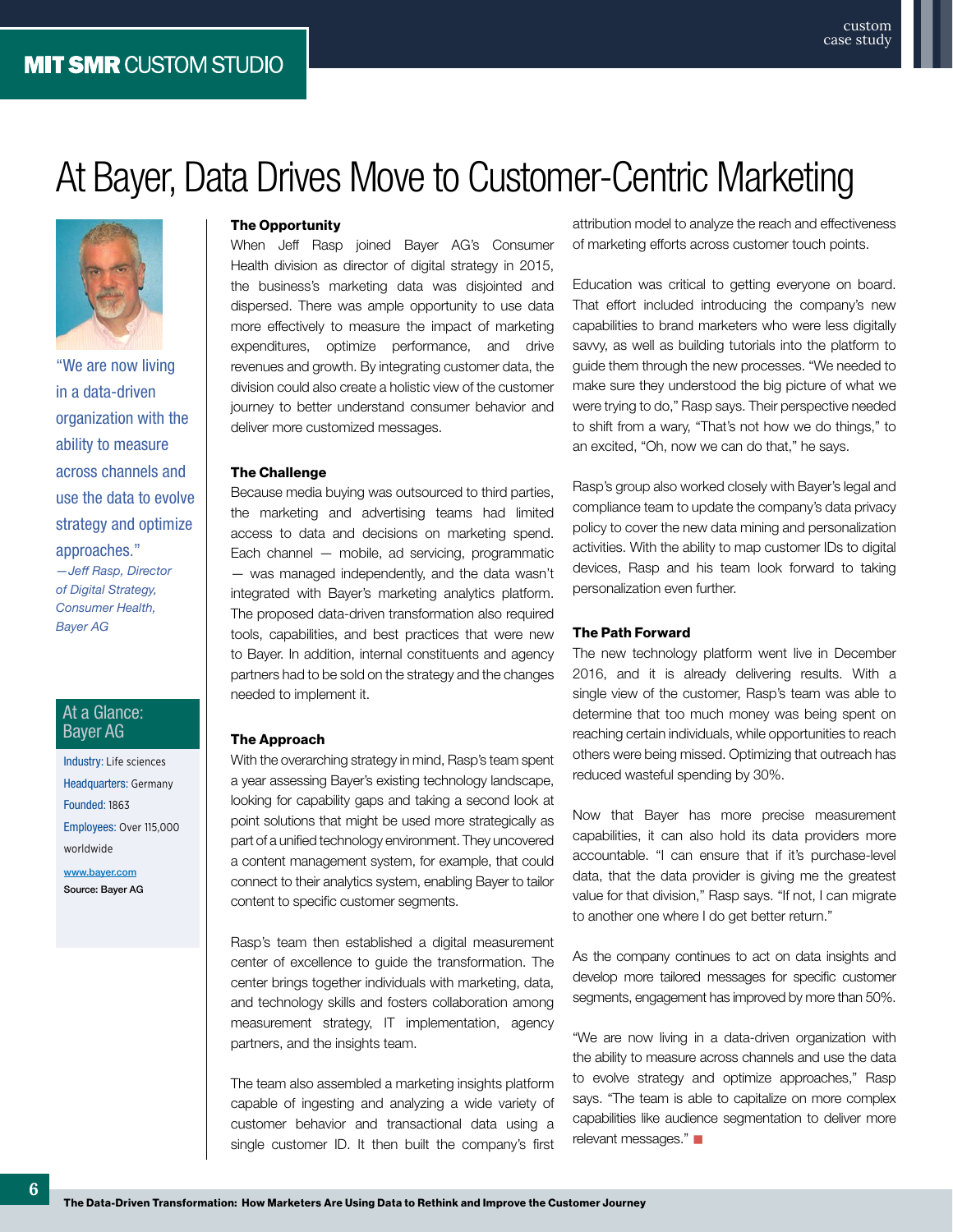# At Bayer, Data Drives Move to Customer-Centric Marketing

"We are now living in a data-driven organization with the ability to measure across channels and use the data to evolve strategy and optimize approaches."
*—Jeff Rasp, Director of Digital Strategy, Consumer Health, Bayer AG*

### At a Glance: Bayer AG

Industry: Life sciences
Headquarters: Germany
Founded: 1863
Employees: Over 115,000 worldwide

www.bayer.com
Source: Bayer AG

**The Opportunity**

When Jeff Rasp joined Bayer AG's Consumer Health division as director of digital strategy in 2015, the business's marketing data was disjointed and dispersed. There was ample opportunity to use data more effectively to measure the impact of marketing expenditures, optimize performance, and drive revenues and growth. By integrating customer data, the division could also create a holistic view of the customer journey to better understand consumer behavior and deliver more customized messages.

**The Challenge**

Because media buying was outsourced to third parties, the marketing and advertising teams had limited access to data and decisions on marketing spend. Each channel — mobile, ad servicing, programmatic — was managed independently, and the data wasn't integrated with Bayer's marketing analytics platform. The proposed data-driven transformation also required tools, capabilities, and best practices that were new to Bayer. In addition, internal constituents and agency partners had to be sold on the strategy and the changes needed to implement it.

**The Approach**

With the overarching strategy in mind, Rasp's team spent a year assessing Bayer's existing technology landscape, looking for capability gaps and taking a second look at point solutions that might be used more strategically as part of a unified technology environment. They uncovered a content management system, for example, that could connect to their analytics system, enabling Bayer to tailor content to specific customer segments.

Rasp's team then established a digital measurement center of excellence to guide the transformation. The center brings together individuals with marketing, data, and technology skills and fosters collaboration among measurement strategy, IT implementation, agency partners, and the insights team.

The team also assembled a marketing insights platform capable of ingesting and analyzing a wide variety of customer behavior and transactional data using a single customer ID. It then built the company's first attribution model to analyze the reach and effectiveness of marketing efforts across customer touch points.

Education was critical to getting everyone on board. That effort included introducing the company's new capabilities to brand marketers who were less digitally savvy, as well as building tutorials into the platform to guide them through the new processes. "We needed to make sure they understood the big picture of what we were trying to do," Rasp says. Their perspective needed to shift from a wary, "That's not how we do things," to an excited, "Oh, now we can do that," he says.

Rasp's group also worked closely with Bayer's legal and compliance team to update the company's data privacy policy to cover the new data mining and personalization activities. With the ability to map customer IDs to digital devices, Rasp and his team look forward to taking personalization even further.

**The Path Forward**

The new technology platform went live in December 2016, and it is already delivering results. With a single view of the customer, Rasp's team was able to determine that too much money was being spent on reaching certain individuals, while opportunities to reach others were being missed. Optimizing that outreach has reduced wasteful spending by 30%.

Now that Bayer has more precise measurement capabilities, it can also hold its data providers more accountable. "I can ensure that if it's purchase-level data, that the data provider is giving me the greatest value for that division," Rasp says. "If not, I can migrate to another one where I do get better return."

As the company continues to act on data insights and develop more tailored messages for specific customer segments, engagement has improved by more than 50%.

"We are now living in a data-driven organization with the ability to measure across channels and use the data to evolve strategy and optimize approaches," Rasp says. "The team is able to capitalize on more complex capabilities like audience segmentation to deliver more relevant messages."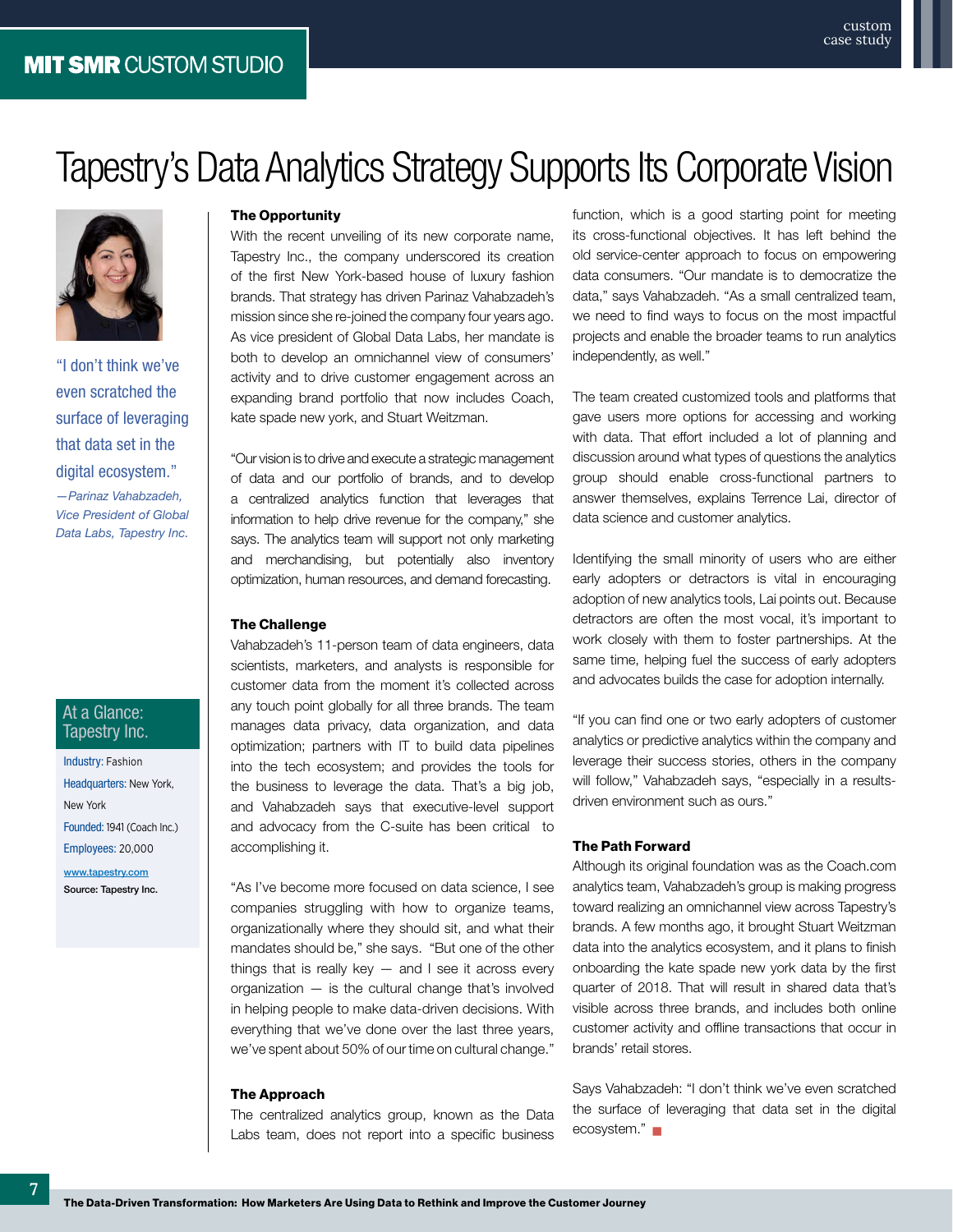# Tapestry's Data Analytics Strategy Supports Its Corporate Vision

"I don't think we've even scratched the surface of leveraging that data set in the digital ecosystem."

*—Parinaz Vahabzadeh, Vice President of Global Data Labs, Tapestry Inc.*

### At a Glance: Tapestry Inc.

Industry: Fashion

Headquarters: New York, New York

Founded: 1941 (Coach Inc.)

Employees: 20,000

www.tapestry.com

Source: Tapestry Inc.

**The Opportunity**

With the recent unveiling of its new corporate name, Tapestry Inc., the company underscored its creation of the first New York-based house of luxury fashion brands. That strategy has driven Parinaz Vahabzadeh's mission since she re-joined the company four years ago. As vice president of Global Data Labs, her mandate is both to develop an omnichannel view of consumers' activity and to drive customer engagement across an expanding brand portfolio that now includes Coach, kate spade new york, and Stuart Weitzman.

"Our vision is to drive and execute a strategic management of data and our portfolio of brands, and to develop a centralized analytics function that leverages that information to help drive revenue for the company," she says. The analytics team will support not only marketing and merchandising, but potentially also inventory optimization, human resources, and demand forecasting.

**The Challenge**

Vahabzadeh's 11-person team of data engineers, data scientists, marketers, and analysts is responsible for customer data from the moment it's collected across any touch point globally for all three brands. The team manages data privacy, data organization, and data optimization; partners with IT to build data pipelines into the tech ecosystem; and provides the tools for the business to leverage the data. That's a big job, and Vahabzadeh says that executive-level support and advocacy from the C-suite has been critical to accomplishing it.

"As I've become more focused on data science, I see companies struggling with how to organize teams, organizationally where they should sit, and what their mandates should be," she says. "But one of the other things that is really key — and I see it across every organization — is the cultural change that's involved in helping people to make data-driven decisions. With everything that we've done over the last three years, we've spent about 50% of our time on cultural change."

**The Approach**

The centralized analytics group, known as the Data Labs team, does not report into a specific business function, which is a good starting point for meeting its cross-functional objectives. It has left behind the old service-center approach to focus on empowering data consumers. "Our mandate is to democratize the data," says Vahabzadeh. "As a small centralized team, we need to find ways to focus on the most impactful projects and enable the broader teams to run analytics independently, as well."

The team created customized tools and platforms that gave users more options for accessing and working with data. That effort included a lot of planning and discussion around what types of questions the analytics group should enable cross-functional partners to answer themselves, explains Terrence Lai, director of data science and customer analytics.

Identifying the small minority of users who are either early adopters or detractors is vital in encouraging adoption of new analytics tools, Lai points out. Because detractors are often the most vocal, it's important to work closely with them to foster partnerships. At the same time, helping fuel the success of early adopters and advocates builds the case for adoption internally.

"If you can find one or two early adopters of customer analytics or predictive analytics within the company and leverage their success stories, others in the company will follow," Vahabzadeh says, "especially in a results-driven environment such as ours."

**The Path Forward**

Although its original foundation was as the Coach.com analytics team, Vahabzadeh's group is making progress toward realizing an omnichannel view across Tapestry's brands. A few months ago, it brought Stuart Weitzman data into the analytics ecosystem, and it plans to finish onboarding the kate spade new york data by the first quarter of 2018. That will result in shared data that's visible across three brands, and includes both online customer activity and offline transactions that occur in brands' retail stores.

Says Vahabzadeh: "I don't think we've even scratched the surface of leveraging that data set in the digital ecosystem."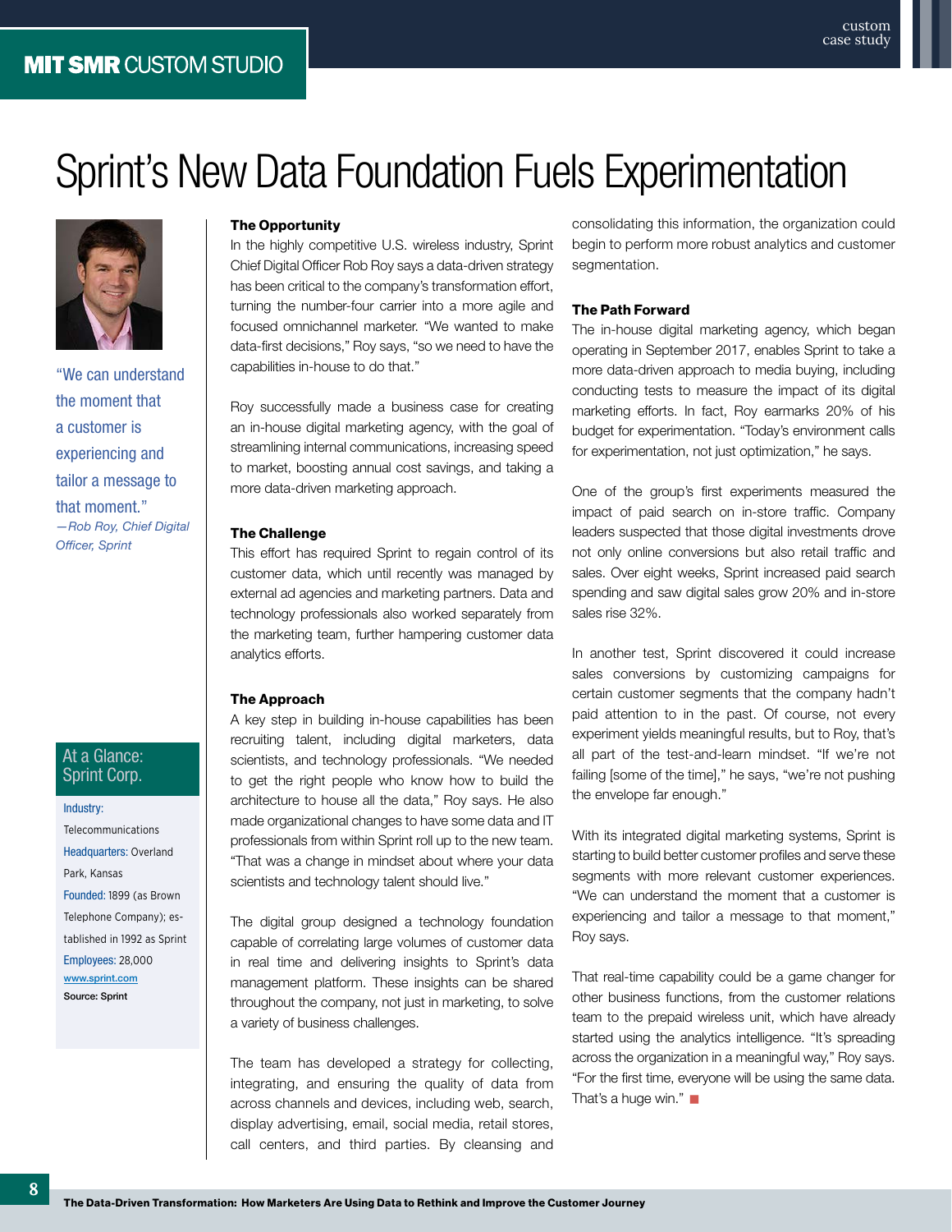# Sprint's New Data Foundation Fuels Experimentation

"We can understand the moment that a customer is experiencing and tailor a message to that moment."
*—Rob Roy, Chief Digital Officer, Sprint*

### The Opportunity

In the highly competitive U.S. wireless industry, Sprint Chief Digital Officer Rob Roy says a data-driven strategy has been critical to the company's transformation effort, turning the number-four carrier into a more agile and focused omnichannel marketer. "We wanted to make data-first decisions," Roy says, "so we need to have the capabilities in-house to do that."

Roy successfully made a business case for creating an in-house digital marketing agency, with the goal of streamlining internal communications, increasing speed to market, boosting annual cost savings, and taking a more data-driven marketing approach.

### The Challenge

This effort has required Sprint to regain control of its customer data, which until recently was managed by external ad agencies and marketing partners. Data and technology professionals also worked separately from the marketing team, further hampering customer data analytics efforts.

### The Approach

A key step in building in-house capabilities has been recruiting talent, including digital marketers, data scientists, and technology professionals. "We needed to get the right people who know how to build the architecture to house all the data," Roy says. He also made organizational changes to have some data and IT professionals from within Sprint roll up to the new team. "That was a change in mindset about where your data scientists and technology talent should live."

The digital group designed a technology foundation capable of correlating large volumes of customer data in real time and delivering insights to Sprint's data management platform. These insights can be shared throughout the company, not just in marketing, to solve a variety of business challenges.

The team has developed a strategy for collecting, integrating, and ensuring the quality of data from across channels and devices, including web, search, display advertising, email, social media, retail stores, call centers, and third parties. By cleansing and consolidating this information, the organization could begin to perform more robust analytics and customer segmentation.

### The Path Forward

The in-house digital marketing agency, which began operating in September 2017, enables Sprint to take a more data-driven approach to media buying, including conducting tests to measure the impact of its digital marketing efforts. In fact, Roy earmarks 20% of his budget for experimentation. "Today's environment calls for experimentation, not just optimization," he says.

One of the group's first experiments measured the impact of paid search on in-store traffic. Company leaders suspected that those digital investments drove not only online conversions but also retail traffic and sales. Over eight weeks, Sprint increased paid search spending and saw digital sales grow 20% and in-store sales rise 32%.

In another test, Sprint discovered it could increase sales conversions by customizing campaigns for certain customer segments that the company hadn't paid attention to in the past. Of course, not every experiment yields meaningful results, but to Roy, that's all part of the test-and-learn mindset. "If we're not failing [some of the time]," he says, "we're not pushing the envelope far enough."

With its integrated digital marketing systems, Sprint is starting to build better customer profiles and serve these segments with more relevant customer experiences. "We can understand the moment that a customer is experiencing and tailor a message to that moment," Roy says.

That real-time capability could be a game changer for other business functions, from the customer relations team to the prepaid wireless unit, which have already started using the analytics intelligence. "It's spreading across the organization in a meaningful way," Roy says. "For the first time, everyone will be using the same data. That's a huge win."

### At a Glance: Sprint Corp.

**Industry:** Telecommunications
**Headquarters:** Overland Park, Kansas
**Founded:** 1899 (as Brown Telephone Company); established in 1992 as Sprint
**Employees:** 28,000
www.sprint.com
Source: Sprint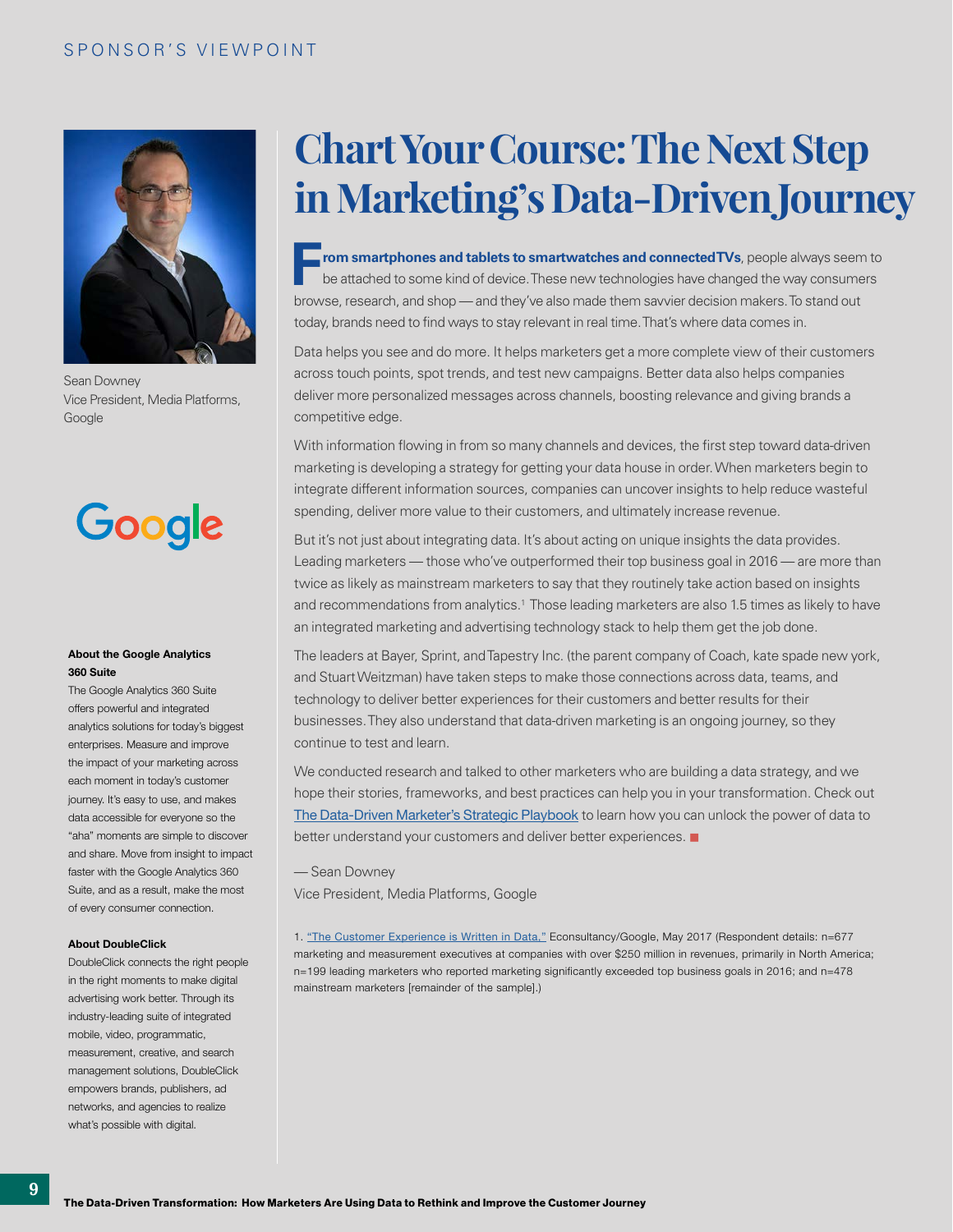SPONSOR'S VIEWPOINT

# Chart Your Course: The Next Step in Marketing's Data-Driven Journey

**From smartphones and tablets to smartwatches and connected TVs**, people always seem to be attached to some kind of device. These new technologies have changed the way consumers browse, research, and shop — and they've also made them savvier decision makers. To stand out today, brands need to find ways to stay relevant in real time. That's where data comes in.

Data helps you see and do more. It helps marketers get a more complete view of their customers across touch points, spot trends, and test new campaigns. Better data also helps companies deliver more personalized messages across channels, boosting relevance and giving brands a competitive edge.

With information flowing in from so many channels and devices, the first step toward data-driven marketing is developing a strategy for getting your data house in order. When marketers begin to integrate different information sources, companies can uncover insights to help reduce wasteful spending, deliver more value to their customers, and ultimately increase revenue.

But it's not just about integrating data. It's about acting on unique insights the data provides. Leading marketers — those who've outperformed their top business goal in 2016 — are more than twice as likely as mainstream marketers to say that they routinely take action based on insights and recommendations from analytics.[1] Those leading marketers are also 1.5 times as likely to have an integrated marketing and advertising technology stack to help them get the job done.

The leaders at Bayer, Sprint, and Tapestry Inc. (the parent company of Coach, kate spade new york, and Stuart Weitzman) have taken steps to make those connections across data, teams, and technology to deliver better experiences for their customers and better results for their businesses. They also understand that data-driven marketing is an ongoing journey, so they continue to test and learn.

We conducted research and talked to other marketers who are building a data strategy, and we hope their stories, frameworks, and best practices can help you in your transformation. Check out The Data-Driven Marketer's Strategic Playbook to learn how you can unlock the power of data to better understand your customers and deliver better experiences. ■

— Sean Downey
Vice President, Media Platforms, Google

1. "The Customer Experience is Written in Data," Econsultancy/Google, May 2017 (Respondent details: n=677 marketing and measurement executives at companies with over $250 million in revenues, primarily in North America; n=199 leading marketers who reported marketing significantly exceeded top business goals in 2016; and n=478 mainstream marketers [remainder of the sample].)

Sean Downey
Vice President, Media Platforms, Google

Google

**About the Google Analytics 360 Suite**
The Google Analytics 360 Suite offers powerful and integrated analytics solutions for today's biggest enterprises. Measure and improve the impact of your marketing across each moment in today's customer journey. It's easy to use, and makes data accessible for everyone so the "aha" moments are simple to discover and share. Move from insight to impact faster with the Google Analytics 360 Suite, and as a result, make the most of every consumer connection.

**About DoubleClick**
DoubleClick connects the right people in the right moments to make digital advertising work better. Through its industry-leading suite of integrated mobile, video, programmatic, measurement, creative, and search management solutions, DoubleClick empowers brands, publishers, ad networks, and agencies to realize what's possible with digital.